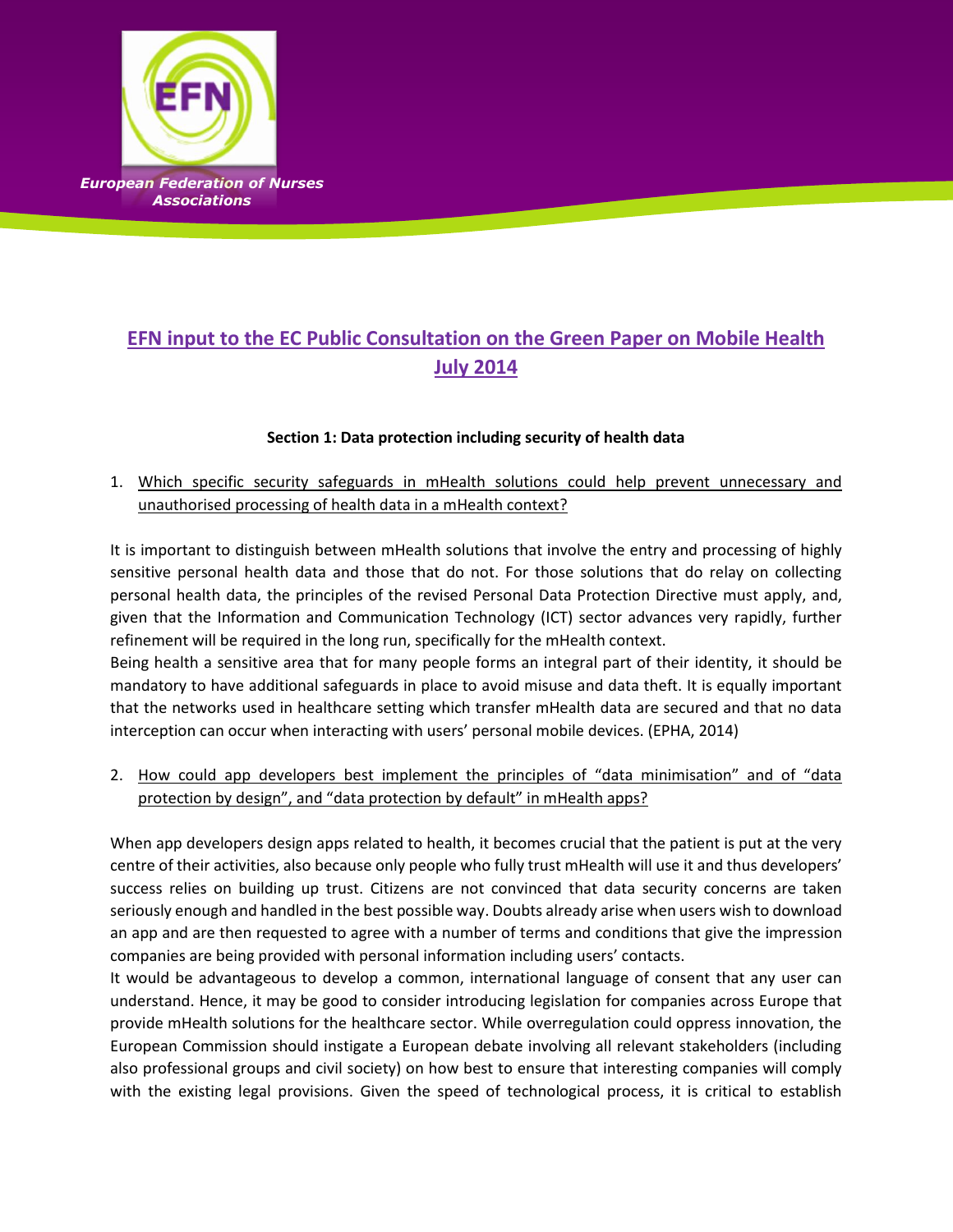European Federation of Nurses Associations

# EFN input to the EC Public Consultation on the Green Paper on Mobile Health July 2014

**Section 1: Data protection including security of health data**

1. Which specific security safeguards in mHealth solutions could help prevent unnecessary and unauthorised processing of health data in a mHealth context?

It is important to distinguish between mHealth solutions that involve the entry and processing of highly sensitive personal health data and those that do not. For those solutions that do relay on collecting personal health data, the principles of the revised Personal Data Protection Directive must apply, and, given that the Information and Communication Technology (ICT) sector advances very rapidly, further refinement will be required in the long run, specifically for the mHealth context.
Being health a sensitive area that for many people forms an integral part of their identity, it should be mandatory to have additional safeguards in place to avoid misuse and data theft. It is equally important that the networks used in healthcare setting which transfer mHealth data are secured and that no data interception can occur when interacting with users' personal mobile devices. (EPHA, 2014)

2. How could app developers best implement the principles of "data minimisation" and of "data protection by design", and "data protection by default" in mHealth apps?

When app developers design apps related to health, it becomes crucial that the patient is put at the very centre of their activities, also because only people who fully trust mHealth will use it and thus developers' success relies on building up trust. Citizens are not convinced that data security concerns are taken seriously enough and handled in the best possible way. Doubts already arise when users wish to download an app and are then requested to agree with a number of terms and conditions that give the impression companies are being provided with personal information including users' contacts.
It would be advantageous to develop a common, international language of consent that any user can understand. Hence, it may be good to consider introducing legislation for companies across Europe that provide mHealth solutions for the healthcare sector. While overregulation could oppress innovation, the European Commission should instigate a European debate involving all relevant stakeholders (including also professional groups and civil society) on how best to ensure that interesting companies will comply with the existing legal provisions. Given the speed of technological process, it is critical to establish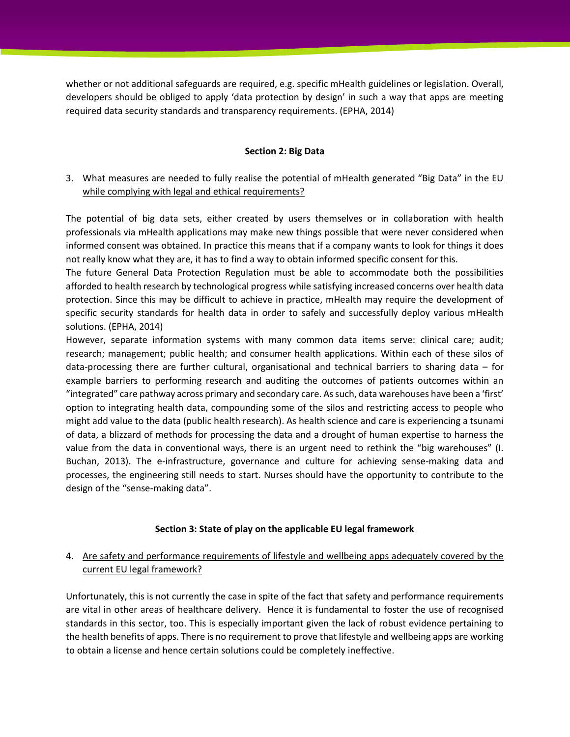whether or not additional safeguards are required, e.g. specific mHealth guidelines or legislation. Overall, developers should be obliged to apply 'data protection by design' in such a way that apps are meeting required data security standards and transparency requirements. (EPHA, 2014)

## Section 2: Big Data

3. <u>What measures are needed to fully realise the potential of mHealth generated "Big Data" in the EU while complying with legal and ethical requirements?</u>

The potential of big data sets, either created by users themselves or in collaboration with health professionals via mHealth applications may make new things possible that were never considered when informed consent was obtained. In practice this means that if a company wants to look for things it does not really know what they are, it has to find a way to obtain informed specific consent for this.

The future General Data Protection Regulation must be able to accommodate both the possibilities afforded to health research by technological progress while satisfying increased concerns over health data protection. Since this may be difficult to achieve in practice, mHealth may require the development of specific security standards for health data in order to safely and successfully deploy various mHealth solutions. (EPHA, 2014)

However, separate information systems with many common data items serve: clinical care; audit; research; management; public health; and consumer health applications. Within each of these silos of data-processing there are further cultural, organisational and technical barriers to sharing data – for example barriers to performing research and auditing the outcomes of patients outcomes within an "integrated" care pathway across primary and secondary care. As such, data warehouses have been a 'first' option to integrating health data, compounding some of the silos and restricting access to people who might add value to the data (public health research). As health science and care is experiencing a tsunami of data, a blizzard of methods for processing the data and a drought of human expertise to harness the value from the data in conventional ways, there is an urgent need to rethink the "big warehouses" (I. Buchan, 2013). The e-infrastructure, governance and culture for achieving sense-making data and processes, the engineering still needs to start. Nurses should have the opportunity to contribute to the design of the "sense-making data".

## Section 3: State of play on the applicable EU legal framework

4. <u>Are safety and performance requirements of lifestyle and wellbeing apps adequately covered by the current EU legal framework?</u>

Unfortunately, this is not currently the case in spite of the fact that safety and performance requirements are vital in other areas of healthcare delivery. Hence it is fundamental to foster the use of recognised standards in this sector, too. This is especially important given the lack of robust evidence pertaining to the health benefits of apps. There is no requirement to prove that lifestyle and wellbeing apps are working to obtain a license and hence certain solutions could be completely ineffective.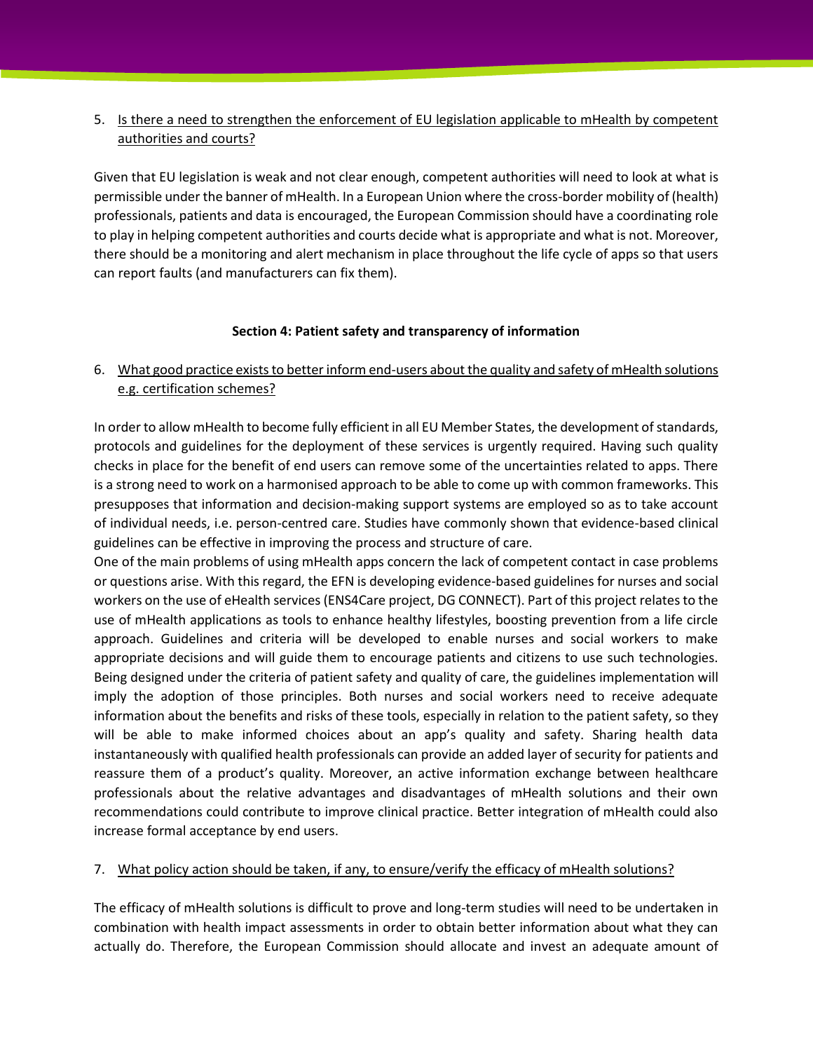5. Is there a need to strengthen the enforcement of EU legislation applicable to mHealth by competent authorities and courts?

Given that EU legislation is weak and not clear enough, competent authorities will need to look at what is permissible under the banner of mHealth. In a European Union where the cross-border mobility of (health) professionals, patients and data is encouraged, the European Commission should have a coordinating role to play in helping competent authorities and courts decide what is appropriate and what is not. Moreover, there should be a monitoring and alert mechanism in place throughout the life cycle of apps so that users can report faults (and manufacturers can fix them).

**Section 4: Patient safety and transparency of information**

6. What good practice exists to better inform end-users about the quality and safety of mHealth solutions e.g. certification schemes?

In order to allow mHealth to become fully efficient in all EU Member States, the development of standards, protocols and guidelines for the deployment of these services is urgently required. Having such quality checks in place for the benefit of end users can remove some of the uncertainties related to apps. There is a strong need to work on a harmonised approach to be able to come up with common frameworks. This presupposes that information and decision-making support systems are employed so as to take account of individual needs, i.e. person-centred care. Studies have commonly shown that evidence-based clinical guidelines can be effective in improving the process and structure of care.

One of the main problems of using mHealth apps concern the lack of competent contact in case problems or questions arise. With this regard, the EFN is developing evidence-based guidelines for nurses and social workers on the use of eHealth services (ENS4Care project, DG CONNECT). Part of this project relates to the use of mHealth applications as tools to enhance healthy lifestyles, boosting prevention from a life circle approach. Guidelines and criteria will be developed to enable nurses and social workers to make appropriate decisions and will guide them to encourage patients and citizens to use such technologies. Being designed under the criteria of patient safety and quality of care, the guidelines implementation will imply the adoption of those principles. Both nurses and social workers need to receive adequate information about the benefits and risks of these tools, especially in relation to the patient safety, so they will be able to make informed choices about an app's quality and safety. Sharing health data instantaneously with qualified health professionals can provide an added layer of security for patients and reassure them of a product's quality. Moreover, an active information exchange between healthcare professionals about the relative advantages and disadvantages of mHealth solutions and their own recommendations could contribute to improve clinical practice. Better integration of mHealth could also increase formal acceptance by end users.

7. What policy action should be taken, if any, to ensure/verify the efficacy of mHealth solutions?

The efficacy of mHealth solutions is difficult to prove and long-term studies will need to be undertaken in combination with health impact assessments in order to obtain better information about what they can actually do. Therefore, the European Commission should allocate and invest an adequate amount of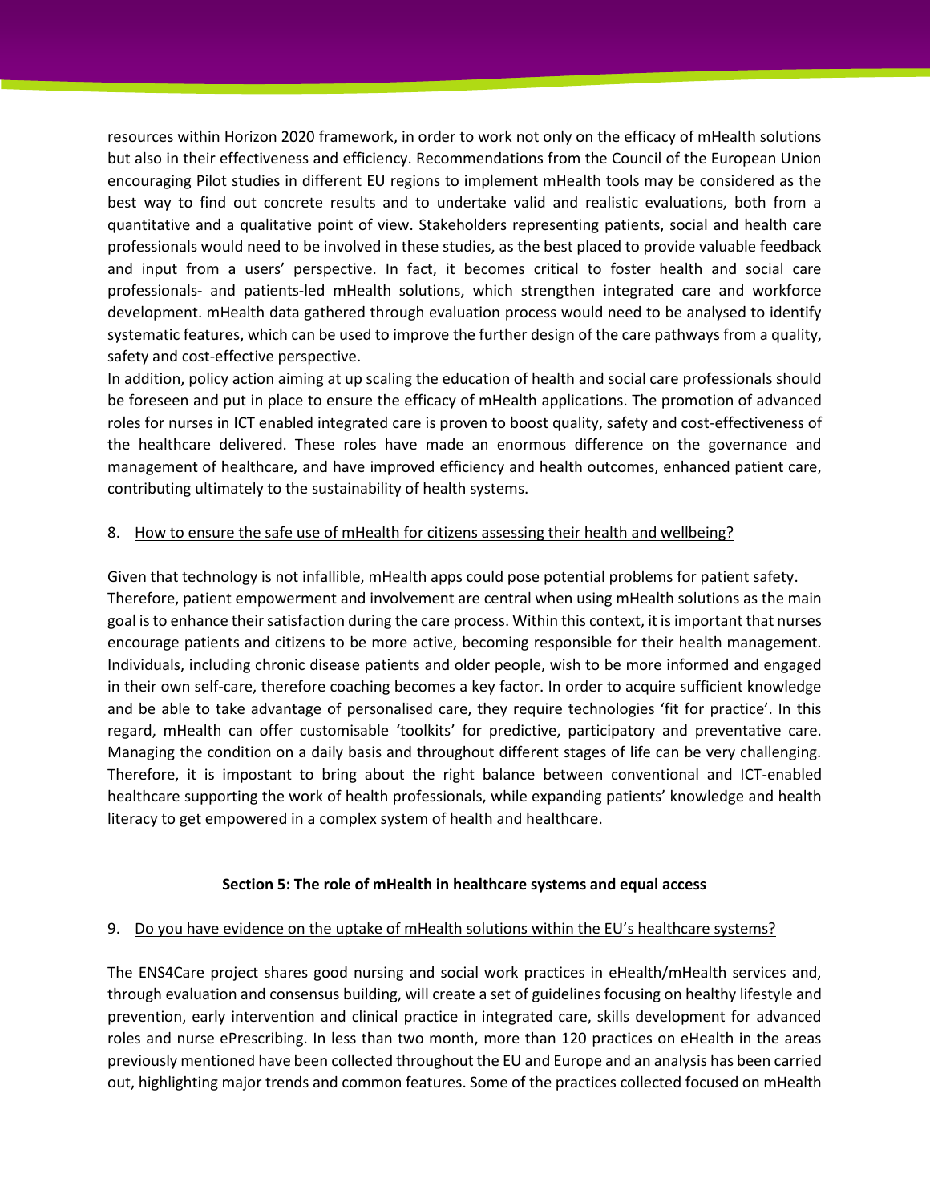resources within Horizon 2020 framework, in order to work not only on the efficacy of mHealth solutions but also in their effectiveness and efficiency. Recommendations from the Council of the European Union encouraging Pilot studies in different EU regions to implement mHealth tools may be considered as the best way to find out concrete results and to undertake valid and realistic evaluations, both from a quantitative and a qualitative point of view. Stakeholders representing patients, social and health care professionals would need to be involved in these studies, as the best placed to provide valuable feedback and input from a users' perspective. In fact, it becomes critical to foster health and social care professionals- and patients-led mHealth solutions, which strengthen integrated care and workforce development. mHealth data gathered through evaluation process would need to be analysed to identify systematic features, which can be used to improve the further design of the care pathways from a quality, safety and cost-effective perspective.

In addition, policy action aiming at up scaling the education of health and social care professionals should be foreseen and put in place to ensure the efficacy of mHealth applications. The promotion of advanced roles for nurses in ICT enabled integrated care is proven to boost quality, safety and cost-effectiveness of the healthcare delivered. These roles have made an enormous difference on the governance and management of healthcare, and have improved efficiency and health outcomes, enhanced patient care, contributing ultimately to the sustainability of health systems.

8. How to ensure the safe use of mHealth for citizens assessing their health and wellbeing?

Given that technology is not infallible, mHealth apps could pose potential problems for patient safety.
Therefore, patient empowerment and involvement are central when using mHealth solutions as the main goal is to enhance their satisfaction during the care process. Within this context, it is important that nurses encourage patients and citizens to be more active, becoming responsible for their health management. Individuals, including chronic disease patients and older people, wish to be more informed and engaged in their own self-care, therefore coaching becomes a key factor. In order to acquire sufficient knowledge and be able to take advantage of personalised care, they require technologies 'fit for practice'. In this regard, mHealth can offer customisable 'toolkits' for predictive, participatory and preventative care. Managing the condition on a daily basis and throughout different stages of life can be very challenging. Therefore, it is impostant to bring about the right balance between conventional and ICT-enabled healthcare supporting the work of health professionals, while expanding patients' knowledge and health literacy to get empowered in a complex system of health and healthcare.

## Section 5: The role of mHealth in healthcare systems and equal access

9. Do you have evidence on the uptake of mHealth solutions within the EU's healthcare systems?

The ENS4Care project shares good nursing and social work practices in eHealth/mHealth services and, through evaluation and consensus building, will create a set of guidelines focusing on healthy lifestyle and prevention, early intervention and clinical practice in integrated care, skills development for advanced roles and nurse ePrescribing. In less than two month, more than 120 practices on eHealth in the areas previously mentioned have been collected throughout the EU and Europe and an analysis has been carried out, highlighting major trends and common features. Some of the practices collected focused on mHealth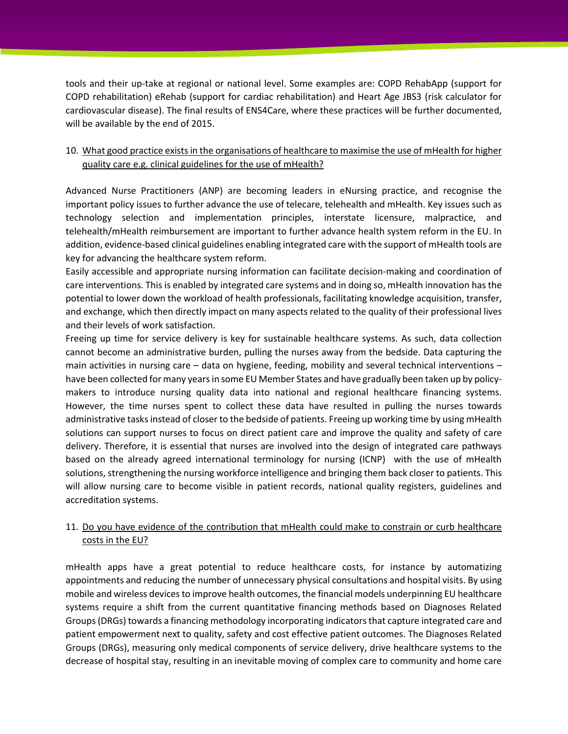tools and their up-take at regional or national level. Some examples are: COPD RehabApp (support for COPD rehabilitation) eRehab (support for cardiac rehabilitation) and Heart Age JBS3 (risk calculator for cardiovascular disease). The final results of ENS4Care, where these practices will be further documented, will be available by the end of 2015.

10. <u>What good practice exists in the organisations of healthcare to maximise the use of mHealth for higher quality care e.g. clinical guidelines for the use of mHealth?</u>

Advanced Nurse Practitioners (ANP) are becoming leaders in eNursing practice, and recognise the important policy issues to further advance the use of telecare, telehealth and mHealth. Key issues such as technology selection and implementation principles, interstate licensure, malpractice, and telehealth/mHealth reimbursement are important to further advance health system reform in the EU. In addition, evidence-based clinical guidelines enabling integrated care with the support of mHealth tools are key for advancing the healthcare system reform.

Easily accessible and appropriate nursing information can facilitate decision-making and coordination of care interventions. This is enabled by integrated care systems and in doing so, mHealth innovation has the potential to lower down the workload of health professionals, facilitating knowledge acquisition, transfer, and exchange, which then directly impact on many aspects related to the quality of their professional lives and their levels of work satisfaction.

Freeing up time for service delivery is key for sustainable healthcare systems. As such, data collection cannot become an administrative burden, pulling the nurses away from the bedside. Data capturing the main activities in nursing care – data on hygiene, feeding, mobility and several technical interventions – have been collected for many years in some EU Member States and have gradually been taken up by policy-makers to introduce nursing quality data into national and regional healthcare financing systems. However, the time nurses spent to collect these data have resulted in pulling the nurses towards administrative tasks instead of closer to the bedside of patients. Freeing up working time by using mHealth solutions can support nurses to focus on direct patient care and improve the quality and safety of care delivery. Therefore, it is essential that nurses are involved into the design of integrated care pathways based on the already agreed international terminology for nursing (ICNP) with the use of mHealth solutions, strengthening the nursing workforce intelligence and bringing them back closer to patients. This will allow nursing care to become visible in patient records, national quality registers, guidelines and accreditation systems.

11. <u>Do you have evidence of the contribution that mHealth could make to constrain or curb healthcare costs in the EU?</u>

mHealth apps have a great potential to reduce healthcare costs, for instance by automatizing appointments and reducing the number of unnecessary physical consultations and hospital visits. By using mobile and wireless devices to improve health outcomes, the financial models underpinning EU healthcare systems require a shift from the current quantitative financing methods based on Diagnoses Related Groups (DRGs) towards a financing methodology incorporating indicators that capture integrated care and patient empowerment next to quality, safety and cost effective patient outcomes. The Diagnoses Related Groups (DRGs), measuring only medical components of service delivery, drive healthcare systems to the decrease of hospital stay, resulting in an inevitable moving of complex care to community and home care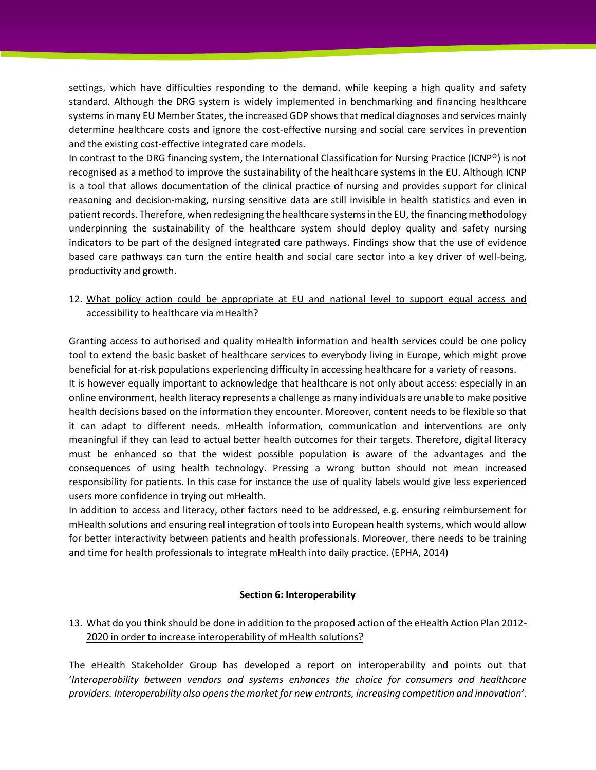settings, which have difficulties responding to the demand, while keeping a high quality and safety standard. Although the DRG system is widely implemented in benchmarking and financing healthcare systems in many EU Member States, the increased GDP shows that medical diagnoses and services mainly determine healthcare costs and ignore the cost-effective nursing and social care services in prevention and the existing cost-effective integrated care models.

In contrast to the DRG financing system, the International Classification for Nursing Practice (ICNP®) is not recognised as a method to improve the sustainability of the healthcare systems in the EU. Although ICNP is a tool that allows documentation of the clinical practice of nursing and provides support for clinical reasoning and decision-making, nursing sensitive data are still invisible in health statistics and even in patient records. Therefore, when redesigning the healthcare systems in the EU, the financing methodology underpinning the sustainability of the healthcare system should deploy quality and safety nursing indicators to be part of the designed integrated care pathways. Findings show that the use of evidence based care pathways can turn the entire health and social care sector into a key driver of well-being, productivity and growth.

12. <u>What policy action could be appropriate at EU and national level to support equal access and accessibility to healthcare via mHealth</u>?

Granting access to authorised and quality mHealth information and health services could be one policy tool to extend the basic basket of healthcare services to everybody living in Europe, which might prove beneficial for at-risk populations experiencing difficulty in accessing healthcare for a variety of reasons.

It is however equally important to acknowledge that healthcare is not only about access: especially in an online environment, health literacy represents a challenge as many individuals are unable to make positive health decisions based on the information they encounter. Moreover, content needs to be flexible so that it can adapt to different needs. mHealth information, communication and interventions are only meaningful if they can lead to actual better health outcomes for their targets. Therefore, digital literacy must be enhanced so that the widest possible population is aware of the advantages and the consequences of using health technology. Pressing a wrong button should not mean increased responsibility for patients. In this case for instance the use of quality labels would give less experienced users more confidence in trying out mHealth.

In addition to access and literacy, other factors need to be addressed, e.g. ensuring reimbursement for mHealth solutions and ensuring real integration of tools into European health systems, which would allow for better interactivity between patients and health professionals. Moreover, there needs to be training and time for health professionals to integrate mHealth into daily practice. (EPHA, 2014)

### Section 6: Interoperability

13. <u>What do you think should be done in addition to the proposed action of the eHealth Action Plan 2012-2020 in order to increase interoperability of mHealth solutions?</u>

The eHealth Stakeholder Group has developed a report on interoperability and points out that '*Interoperability between vendors and systems enhances the choice for consumers and healthcare providers. Interoperability also opens the market for new entrants, increasing competition and innovation'*.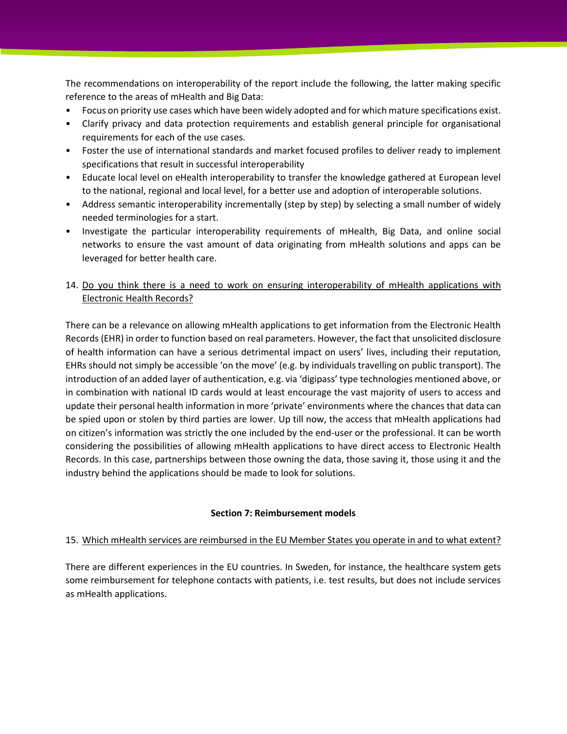The recommendations on interoperability of the report include the following, the latter making specific reference to the areas of mHealth and Big Data:

- Focus on priority use cases which have been widely adopted and for which mature specifications exist.
- Clarify privacy and data protection requirements and establish general principle for organisational requirements for each of the use cases.
- Foster the use of international standards and market focused profiles to deliver ready to implement specifications that result in successful interoperability
- Educate local level on eHealth interoperability to transfer the knowledge gathered at European level to the national, regional and local level, for a better use and adoption of interoperable solutions.
- Address semantic interoperability incrementally (step by step) by selecting a small number of widely needed terminologies for a start.
- Investigate the particular interoperability requirements of mHealth, Big Data, and online social networks to ensure the vast amount of data originating from mHealth solutions and apps can be leveraged for better health care.

14. <u>Do you think there is a need to work on ensuring interoperability of mHealth applications with Electronic Health Records?</u>

There can be a relevance on allowing mHealth applications to get information from the Electronic Health Records (EHR) in order to function based on real parameters. However, the fact that unsolicited disclosure of health information can have a serious detrimental impact on users' lives, including their reputation, EHRs should not simply be accessible 'on the move' (e.g. by individuals travelling on public transport). The introduction of an added layer of authentication, e.g. via 'digipass' type technologies mentioned above, or in combination with national ID cards would at least encourage the vast majority of users to access and update their personal health information in more 'private' environments where the chances that data can be spied upon or stolen by third parties are lower. Up till now, the access that mHealth applications had on citizen's information was strictly the one included by the end-user or the professional. It can be worth considering the possibilities of allowing mHealth applications to have direct access to Electronic Health Records. In this case, partnerships between those owning the data, those saving it, those using it and the industry behind the applications should be made to look for solutions.

**Section 7: Reimbursement models**

15. <u>Which mHealth services are reimbursed in the EU Member States you operate in and to what extent?</u>

There are different experiences in the EU countries. In Sweden, for instance, the healthcare system gets some reimbursement for telephone contacts with patients, i.e. test results, but does not include services as mHealth applications.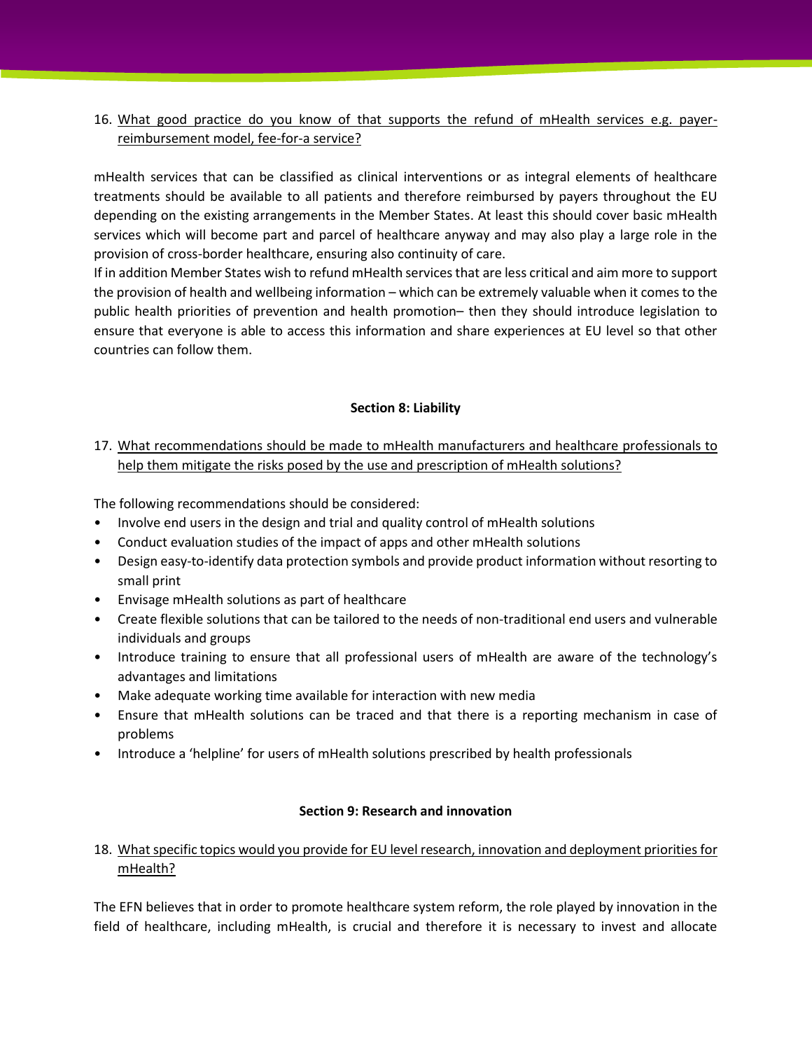16. <u>What good practice do you know of that supports the refund of mHealth services e.g. payer-reimbursement model, fee-for-a service?</u>

mHealth services that can be classified as clinical interventions or as integral elements of healthcare treatments should be available to all patients and therefore reimbursed by payers throughout the EU depending on the existing arrangements in the Member States. At least this should cover basic mHealth services which will become part and parcel of healthcare anyway and may also play a large role in the provision of cross-border healthcare, ensuring also continuity of care.

If in addition Member States wish to refund mHealth services that are less critical and aim more to support the provision of health and wellbeing information – which can be extremely valuable when it comes to the public health priorities of prevention and health promotion– then they should introduce legislation to ensure that everyone is able to access this information and share experiences at EU level so that other countries can follow them.

**Section 8: Liability**

17. <u>What recommendations should be made to mHealth manufacturers and healthcare professionals to help them mitigate the risks posed by the use and prescription of mHealth solutions?</u>

The following recommendations should be considered:

- Involve end users in the design and trial and quality control of mHealth solutions
- Conduct evaluation studies of the impact of apps and other mHealth solutions
- Design easy-to-identify data protection symbols and provide product information without resorting to small print
- Envisage mHealth solutions as part of healthcare
- Create flexible solutions that can be tailored to the needs of non-traditional end users and vulnerable individuals and groups
- Introduce training to ensure that all professional users of mHealth are aware of the technology's advantages and limitations
- Make adequate working time available for interaction with new media
- Ensure that mHealth solutions can be traced and that there is a reporting mechanism in case of problems
- Introduce a 'helpline' for users of mHealth solutions prescribed by health professionals

**Section 9: Research and innovation**

18. <u>What specific topics would you provide for EU level research, innovation and deployment priorities for mHealth?</u>

The EFN believes that in order to promote healthcare system reform, the role played by innovation in the field of healthcare, including mHealth, is crucial and therefore it is necessary to invest and allocate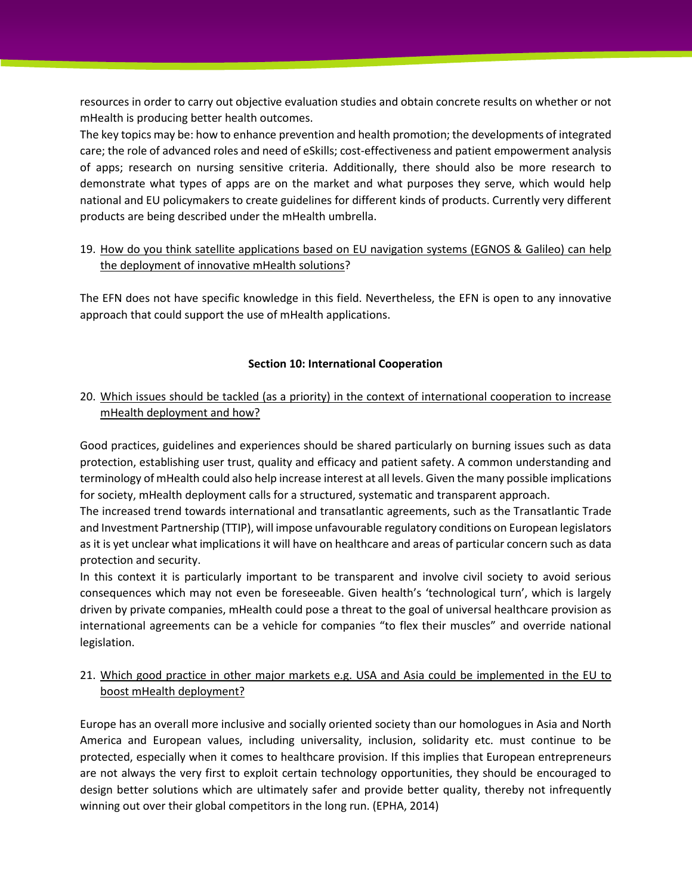resources in order to carry out objective evaluation studies and obtain concrete results on whether or not mHealth is producing better health outcomes.

The key topics may be: how to enhance prevention and health promotion; the developments of integrated care; the role of advanced roles and need of eSkills; cost-effectiveness and patient empowerment analysis of apps; research on nursing sensitive criteria. Additionally, there should also be more research to demonstrate what types of apps are on the market and what purposes they serve, which would help national and EU policymakers to create guidelines for different kinds of products. Currently very different products are being described under the mHealth umbrella.

19. How do you think satellite applications based on EU navigation systems (EGNOS & Galileo) can help the deployment of innovative mHealth solutions?

The EFN does not have specific knowledge in this field. Nevertheless, the EFN is open to any innovative approach that could support the use of mHealth applications.

**Section 10: International Cooperation**

20. Which issues should be tackled (as a priority) in the context of international cooperation to increase mHealth deployment and how?

Good practices, guidelines and experiences should be shared particularly on burning issues such as data protection, establishing user trust, quality and efficacy and patient safety. A common understanding and terminology of mHealth could also help increase interest at all levels. Given the many possible implications for society, mHealth deployment calls for a structured, systematic and transparent approach.

The increased trend towards international and transatlantic agreements, such as the Transatlantic Trade and Investment Partnership (TTIP), will impose unfavourable regulatory conditions on European legislators as it is yet unclear what implications it will have on healthcare and areas of particular concern such as data protection and security.

In this context it is particularly important to be transparent and involve civil society to avoid serious consequences which may not even be foreseeable. Given health's 'technological turn', which is largely driven by private companies, mHealth could pose a threat to the goal of universal healthcare provision as international agreements can be a vehicle for companies "to flex their muscles" and override national legislation.

21. Which good practice in other major markets e.g. USA and Asia could be implemented in the EU to boost mHealth deployment?

Europe has an overall more inclusive and socially oriented society than our homologues in Asia and North America and European values, including universality, inclusion, solidarity etc. must continue to be protected, especially when it comes to healthcare provision. If this implies that European entrepreneurs are not always the very first to exploit certain technology opportunities, they should be encouraged to design better solutions which are ultimately safer and provide better quality, thereby not infrequently winning out over their global competitors in the long run. (EPHA, 2014)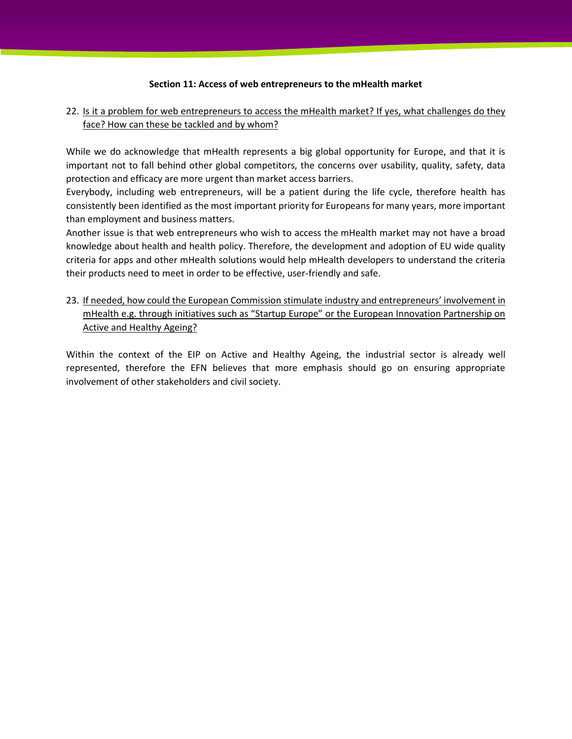**Section 11: Access of web entrepreneurs to the mHealth market**

22. Is it a problem for web entrepreneurs to access the mHealth market? If yes, what challenges do they face? How can these be tackled and by whom?

While we do acknowledge that mHealth represents a big global opportunity for Europe, and that it is important not to fall behind other global competitors, the concerns over usability, quality, safety, data protection and efficacy are more urgent than market access barriers.

Everybody, including web entrepreneurs, will be a patient during the life cycle, therefore health has consistently been identified as the most important priority for Europeans for many years, more important than employment and business matters.

Another issue is that web entrepreneurs who wish to access the mHealth market may not have a broad knowledge about health and health policy. Therefore, the development and adoption of EU wide quality criteria for apps and other mHealth solutions would help mHealth developers to understand the criteria their products need to meet in order to be effective, user-friendly and safe.

23. If needed, how could the European Commission stimulate industry and entrepreneurs' involvement in mHealth e.g. through initiatives such as "Startup Europe" or the European Innovation Partnership on Active and Healthy Ageing?

Within the context of the EIP on Active and Healthy Ageing, the industrial sector is already well represented, therefore the EFN believes that more emphasis should go on ensuring appropriate involvement of other stakeholders and civil society.